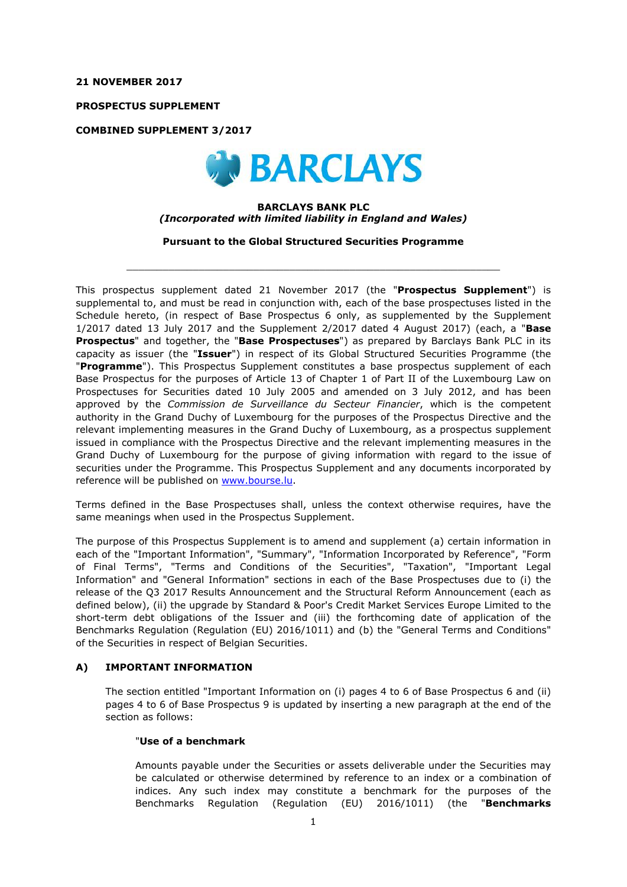**21 NOVEMBER 2017**

**PROSPECTUS SUPPLEMENT**

**COMBINED SUPPLEMENT 3/2017**

**BARCLAYS BANK PLC**
***(Incorporated with limited liability in England and Wales)***

**Pursuant to the Global Structured Securities Programme**

---

This prospectus supplement dated 21 November 2017 (the "**Prospectus Supplement**") is supplemental to, and must be read in conjunction with, each of the base prospectuses listed in the Schedule hereto, (in respect of Base Prospectus 6 only, as supplemented by the Supplement 1/2017 dated 13 July 2017 and the Supplement 2/2017 dated 4 August 2017) (each, a "**Base Prospectus**" and together, the "**Base Prospectuses**") as prepared by Barclays Bank PLC in its capacity as issuer (the "**Issuer**") in respect of its Global Structured Securities Programme (the "**Programme**"). This Prospectus Supplement constitutes a base prospectus supplement of each Base Prospectus for the purposes of Article 13 of Chapter 1 of Part II of the Luxembourg Law on Prospectuses for Securities dated 10 July 2005 and amended on 3 July 2012, and has been approved by the *Commission de Surveillance du Secteur Financier*, which is the competent authority in the Grand Duchy of Luxembourg for the purposes of the Prospectus Directive and the relevant implementing measures in the Grand Duchy of Luxembourg, as a prospectus supplement issued in compliance with the Prospectus Directive and the relevant implementing measures in the Grand Duchy of Luxembourg for the purpose of giving information with regard to the issue of securities under the Programme. This Prospectus Supplement and any documents incorporated by reference will be published on www.bourse.lu.

Terms defined in the Base Prospectuses shall, unless the context otherwise requires, have the same meanings when used in the Prospectus Supplement.

The purpose of this Prospectus Supplement is to amend and supplement (a) certain information in each of the "Important Information", "Summary", "Information Incorporated by Reference", "Form of Final Terms", "Terms and Conditions of the Securities", "Taxation", "Important Legal Information" and "General Information" sections in each of the Base Prospectuses due to (i) the release of the Q3 2017 Results Announcement and the Structural Reform Announcement (each as defined below), (ii) the upgrade by Standard & Poor's Credit Market Services Europe Limited to the short-term debt obligations of the Issuer and (iii) the forthcoming date of application of the Benchmarks Regulation (Regulation (EU) 2016/1011) and (b) the "General Terms and Conditions" of the Securities in respect of Belgian Securities.

## A) IMPORTANT INFORMATION

The section entitled "Important Information on (i) pages 4 to 6 of Base Prospectus 6 and (ii) pages 4 to 6 of Base Prospectus 9 is updated by inserting a new paragraph at the end of the section as follows:

"**Use of a benchmark**

Amounts payable under the Securities or assets deliverable under the Securities may be calculated or otherwise determined by reference to an index or a combination of indices. Any such index may constitute a benchmark for the purposes of the Benchmarks Regulation (Regulation (EU) 2016/1011) (the "**Benchmarks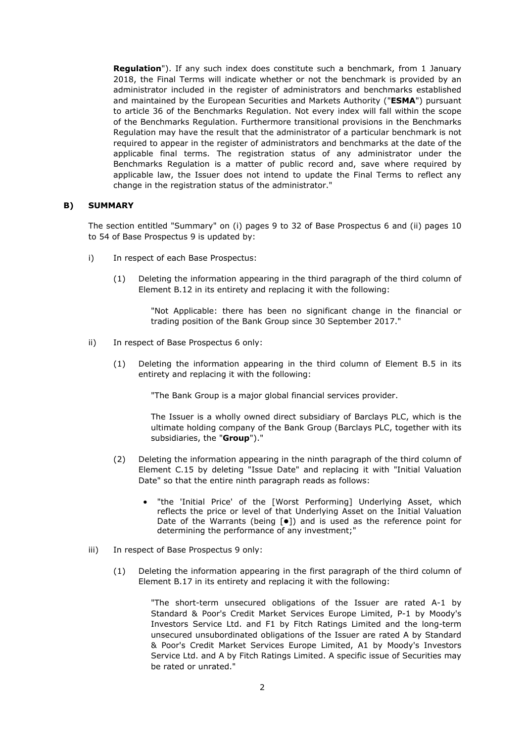**Regulation**"). If any such index does constitute such a benchmark, from 1 January 2018, the Final Terms will indicate whether or not the benchmark is provided by an administrator included in the register of administrators and benchmarks established and maintained by the European Securities and Markets Authority ("**ESMA**") pursuant to article 36 of the Benchmarks Regulation. Not every index will fall within the scope of the Benchmarks Regulation. Furthermore transitional provisions in the Benchmarks Regulation may have the result that the administrator of a particular benchmark is not required to appear in the register of administrators and benchmarks at the date of the applicable final terms. The registration status of any administrator under the Benchmarks Regulation is a matter of public record and, save where required by applicable law, the Issuer does not intend to update the Final Terms to reflect any change in the registration status of the administrator."

## B) SUMMARY

The section entitled "Summary" on (i) pages 9 to 32 of Base Prospectus 6 and (ii) pages 10 to 54 of Base Prospectus 9 is updated by:

i) In respect of each Base Prospectus:

(1) Deleting the information appearing in the third paragraph of the third column of Element B.12 in its entirety and replacing it with the following:

> "Not Applicable: there has been no significant change in the financial or trading position of the Bank Group since 30 September 2017."

ii) In respect of Base Prospectus 6 only:

(1) Deleting the information appearing in the third column of Element B.5 in its entirety and replacing it with the following:

> "The Bank Group is a major global financial services provider.
>
> The Issuer is a wholly owned direct subsidiary of Barclays PLC, which is the ultimate holding company of the Bank Group (Barclays PLC, together with its subsidiaries, the "**Group**")."

(2) Deleting the information appearing in the ninth paragraph of the third column of Element C.15 by deleting "Issue Date" and replacing it with "Initial Valuation Date" so that the entire ninth paragraph reads as follows:

- "the 'Initial Price' of the [Worst Performing] Underlying Asset, which reflects the price or level of that Underlying Asset on the Initial Valuation Date of the Warrants (being [●]) and is used as the reference point for determining the performance of any investment;"

iii) In respect of Base Prospectus 9 only:

(1) Deleting the information appearing in the first paragraph of the third column of Element B.17 in its entirety and replacing it with the following:

> "The short-term unsecured obligations of the Issuer are rated A-1 by Standard & Poor's Credit Market Services Europe Limited, P-1 by Moody's Investors Service Ltd. and F1 by Fitch Ratings Limited and the long-term unsecured unsubordinated obligations of the Issuer are rated A by Standard & Poor's Credit Market Services Europe Limited, A1 by Moody's Investors Service Ltd. and A by Fitch Ratings Limited. A specific issue of Securities may be rated or unrated."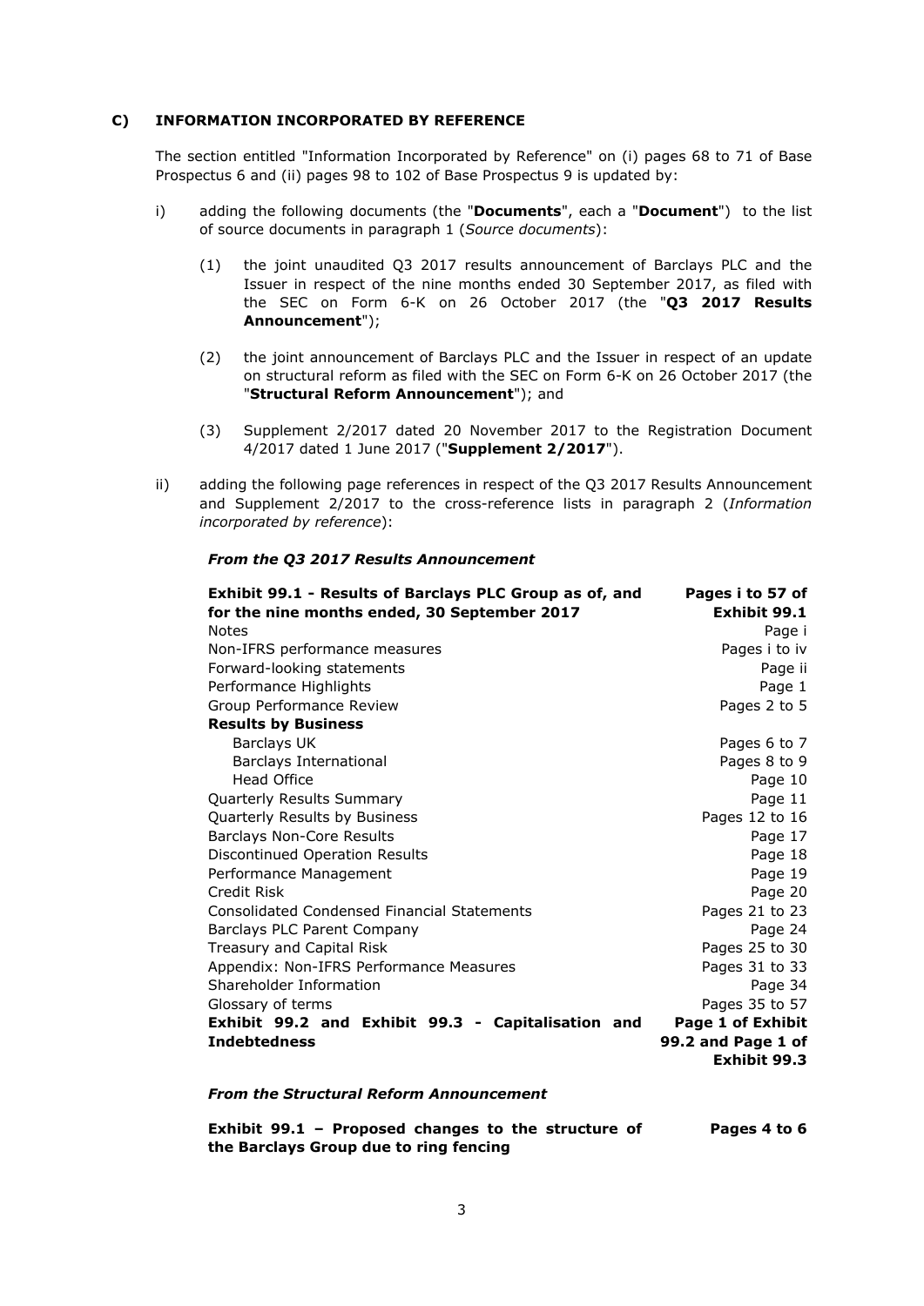## C) INFORMATION INCORPORATED BY REFERENCE

The section entitled "Information Incorporated by Reference" on (i) pages 68 to 71 of Base Prospectus 6 and (ii) pages 98 to 102 of Base Prospectus 9 is updated by:

i) adding the following documents (the "**Documents**", each a "**Document**") to the list of source documents in paragraph 1 (*Source documents*):

   (1) the joint unaudited Q3 2017 results announcement of Barclays PLC and the Issuer in respect of the nine months ended 30 September 2017, as filed with the SEC on Form 6-K on 26 October 2017 (the "**Q3 2017 Results Announcement**");

   (2) the joint announcement of Barclays PLC and the Issuer in respect of an update on structural reform as filed with the SEC on Form 6-K on 26 October 2017 (the "**Structural Reform Announcement**"); and

   (3) Supplement 2/2017 dated 20 November 2017 to the Registration Document 4/2017 dated 1 June 2017 ("**Supplement 2/2017**").

ii) adding the following page references in respect of the Q3 2017 Results Announcement and Supplement 2/2017 to the cross-reference lists in paragraph 2 (*Information incorporated by reference*):

***From the Q3 2017 Results Announcement***

| | |
|---|---|
| **Exhibit 99.1 - Results of Barclays PLC Group as of, and for the nine months ended, 30 September 2017** | **Pages i to 57 of Exhibit 99.1** |
| Notes | Page i |
| Non-IFRS performance measures | Pages i to iv |
| Forward-looking statements | Page ii |
| Performance Highlights | Page 1 |
| Group Performance Review | Pages 2 to 5 |
| **Results by Business** | |
| Barclays UK | Pages 6 to 7 |
| Barclays International | Pages 8 to 9 |
| Head Office | Page 10 |
| Quarterly Results Summary | Page 11 |
| Quarterly Results by Business | Pages 12 to 16 |
| Barclays Non-Core Results | Page 17 |
| Discontinued Operation Results | Page 18 |
| Performance Management | Page 19 |
| Credit Risk | Page 20 |
| Consolidated Condensed Financial Statements | Pages 21 to 23 |
| Barclays PLC Parent Company | Page 24 |
| Treasury and Capital Risk | Pages 25 to 30 |
| Appendix: Non-IFRS Performance Measures | Pages 31 to 33 |
| Shareholder Information | Page 34 |
| Glossary of terms | Pages 35 to 57 |
| **Exhibit 99.2 and Exhibit 99.3 - Capitalisation and Indebtedness** | **Page 1 of Exhibit 99.2 and Page 1 of Exhibit 99.3** |

***From the Structural Reform Announcement***

| | |
|---|---|
| **Exhibit 99.1 – Proposed changes to the structure of the Barclays Group due to ring fencing** | **Pages 4 to 6** |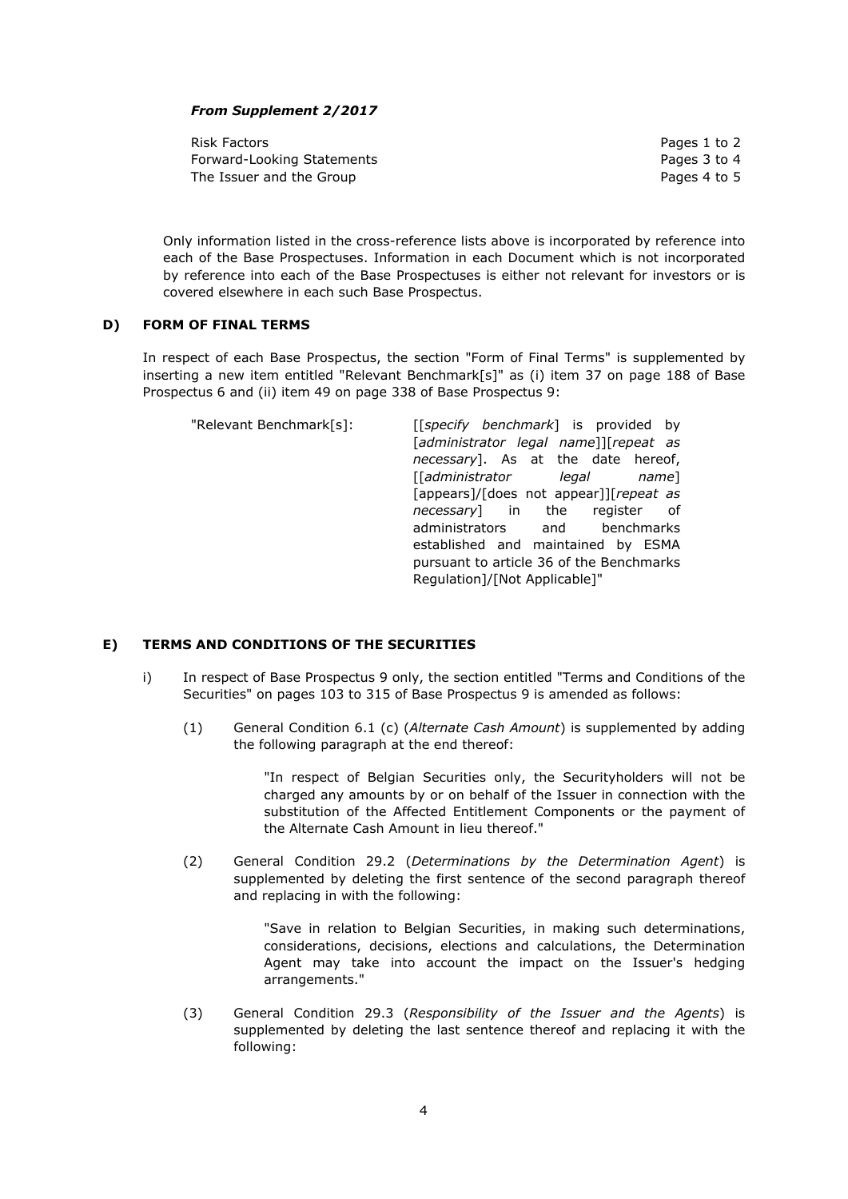***From Supplement 2/2017***

| | |
|---|---|
| Risk Factors | Pages 1 to 2 |
| Forward-Looking Statements | Pages 3 to 4 |
| The Issuer and the Group | Pages 4 to 5 |

Only information listed in the cross-reference lists above is incorporated by reference into each of the Base Prospectuses. Information in each Document which is not incorporated by reference into each of the Base Prospectuses is either not relevant for investors or is covered elsewhere in each such Base Prospectus.

## D) FORM OF FINAL TERMS

In respect of each Base Prospectus, the section "Form of Final Terms" is supplemented by inserting a new item entitled "Relevant Benchmark[s]" as (i) item 37 on page 188 of Base Prospectus 6 and (ii) item 49 on page 338 of Base Prospectus 9:

| | |
|---|---|
| "Relevant Benchmark[s]: | [[*specify benchmark*] is provided by [*administrator legal name*]][*repeat as necessary*]. As at the date hereof, [[*administrator legal name*] [appears]/[does not appear]][*repeat as necessary*] in the register of administrators and benchmarks established and maintained by ESMA pursuant to article 36 of the Benchmarks Regulation]/[Not Applicable]" |

## E) TERMS AND CONDITIONS OF THE SECURITIES

i) In respect of Base Prospectus 9 only, the section entitled "Terms and Conditions of the Securities" on pages 103 to 315 of Base Prospectus 9 is amended as follows:

(1) General Condition 6.1 (c) (*Alternate Cash Amount*) is supplemented by adding the following paragraph at the end thereof:

"In respect of Belgian Securities only, the Securityholders will not be charged any amounts by or on behalf of the Issuer in connection with the substitution of the Affected Entitlement Components or the payment of the Alternate Cash Amount in lieu thereof."

(2) General Condition 29.2 (*Determinations by the Determination Agent*) is supplemented by deleting the first sentence of the second paragraph thereof and replacing in with the following:

"Save in relation to Belgian Securities, in making such determinations, considerations, decisions, elections and calculations, the Determination Agent may take into account the impact on the Issuer's hedging arrangements."

(3) General Condition 29.3 (*Responsibility of the Issuer and the Agents*) is supplemented by deleting the last sentence thereof and replacing it with the following: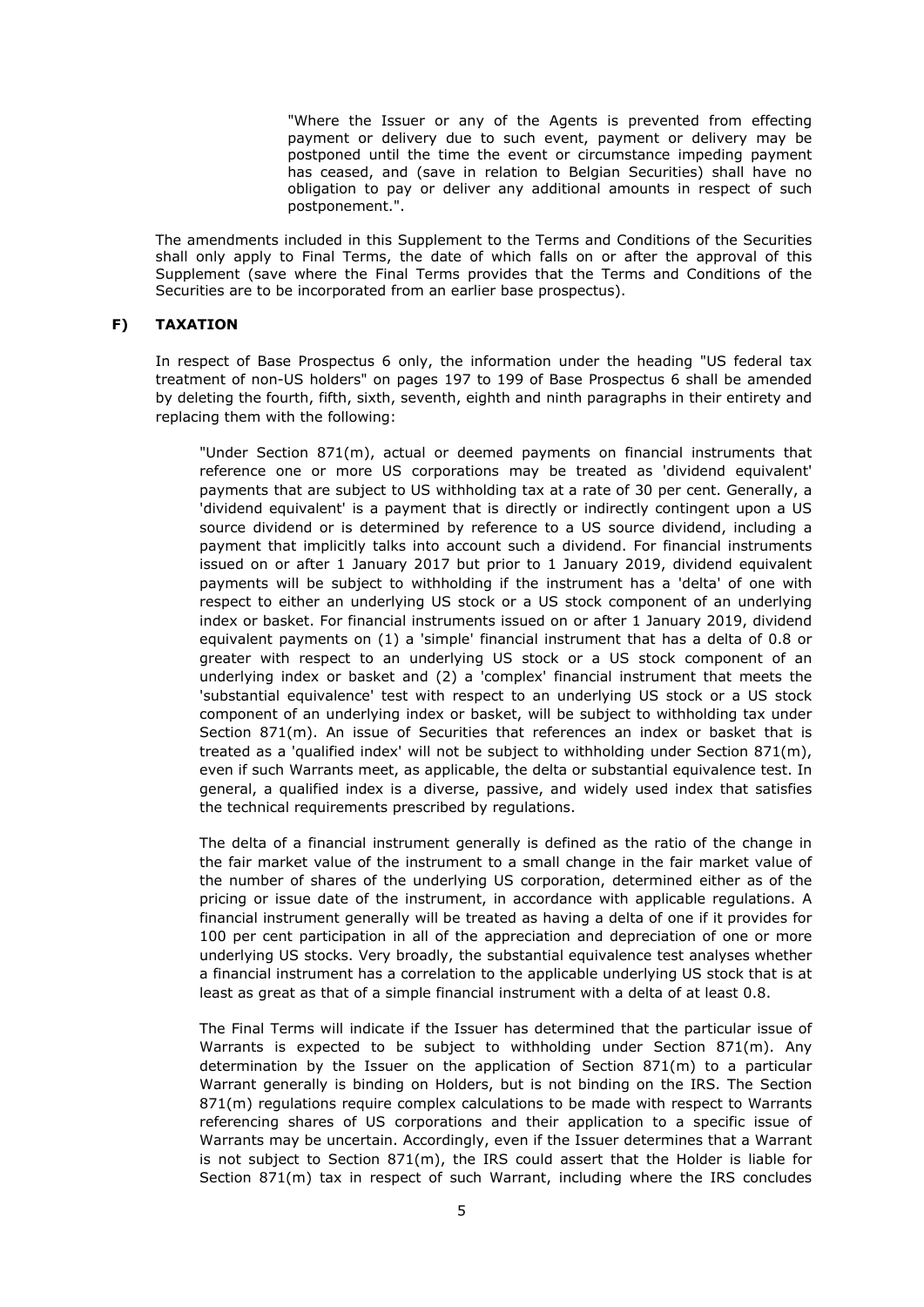> "Where the Issuer or any of the Agents is prevented from effecting payment or delivery due to such event, payment or delivery may be postponed until the time the event or circumstance impeding payment has ceased, and (save in relation to Belgian Securities) shall have no obligation to pay or deliver any additional amounts in respect of such postponement.".

The amendments included in this Supplement to the Terms and Conditions of the Securities shall only apply to Final Terms, the date of which falls on or after the approval of this Supplement (save where the Final Terms provides that the Terms and Conditions of the Securities are to be incorporated from an earlier base prospectus).

## F) TAXATION

In respect of Base Prospectus 6 only, the information under the heading "US federal tax treatment of non-US holders" on pages 197 to 199 of Base Prospectus 6 shall be amended by deleting the fourth, fifth, sixth, seventh, eighth and ninth paragraphs in their entirety and replacing them with the following:

> "Under Section 871(m), actual or deemed payments on financial instruments that reference one or more US corporations may be treated as 'dividend equivalent' payments that are subject to US withholding tax at a rate of 30 per cent. Generally, a 'dividend equivalent' is a payment that is directly or indirectly contingent upon a US source dividend or is determined by reference to a US source dividend, including a payment that implicitly talks into account such a dividend. For financial instruments issued on or after 1 January 2017 but prior to 1 January 2019, dividend equivalent payments will be subject to withholding if the instrument has a 'delta' of one with respect to either an underlying US stock or a US stock component of an underlying index or basket. For financial instruments issued on or after 1 January 2019, dividend equivalent payments on (1) a 'simple' financial instrument that has a delta of 0.8 or greater with respect to an underlying US stock or a US stock component of an underlying index or basket and (2) a 'complex' financial instrument that meets the 'substantial equivalence' test with respect to an underlying US stock or a US stock component of an underlying index or basket, will be subject to withholding tax under Section 871(m). An issue of Securities that references an index or basket that is treated as a 'qualified index' will not be subject to withholding under Section 871(m), even if such Warrants meet, as applicable, the delta or substantial equivalence test. In general, a qualified index is a diverse, passive, and widely used index that satisfies the technical requirements prescribed by regulations.
>
> The delta of a financial instrument generally is defined as the ratio of the change in the fair market value of the instrument to a small change in the fair market value of the number of shares of the underlying US corporation, determined either as of the pricing or issue date of the instrument, in accordance with applicable regulations. A financial instrument generally will be treated as having a delta of one if it provides for 100 per cent participation in all of the appreciation and depreciation of one or more underlying US stocks. Very broadly, the substantial equivalence test analyses whether a financial instrument has a correlation to the applicable underlying US stock that is at least as great as that of a simple financial instrument with a delta of at least 0.8.
>
> The Final Terms will indicate if the Issuer has determined that the particular issue of Warrants is expected to be subject to withholding under Section 871(m). Any determination by the Issuer on the application of Section 871(m) to a particular Warrant generally is binding on Holders, but is not binding on the IRS. The Section 871(m) regulations require complex calculations to be made with respect to Warrants referencing shares of US corporations and their application to a specific issue of Warrants may be uncertain. Accordingly, even if the Issuer determines that a Warrant is not subject to Section 871(m), the IRS could assert that the Holder is liable for Section 871(m) tax in respect of such Warrant, including where the IRS concludes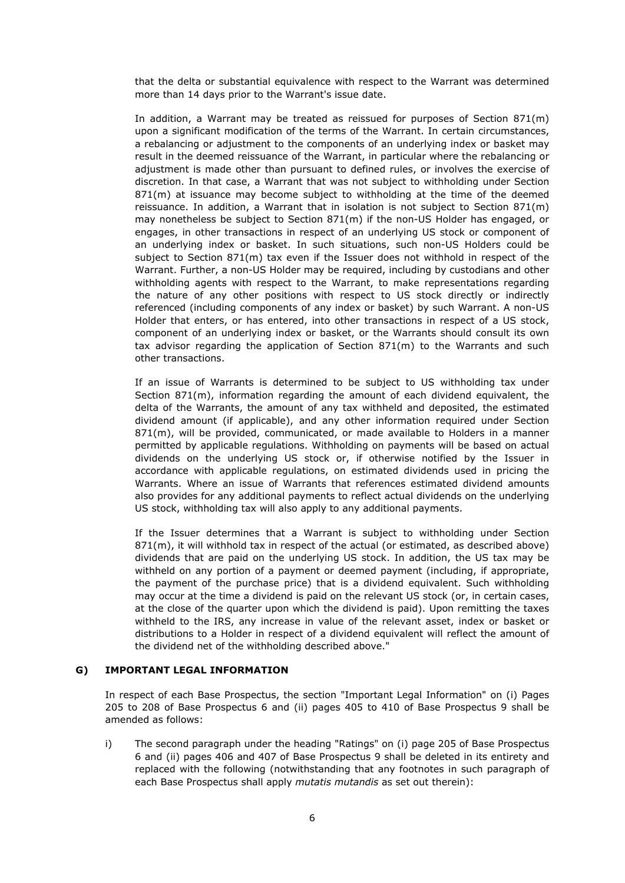that the delta or substantial equivalence with respect to the Warrant was determined more than 14 days prior to the Warrant's issue date.

In addition, a Warrant may be treated as reissued for purposes of Section 871(m) upon a significant modification of the terms of the Warrant. In certain circumstances, a rebalancing or adjustment to the components of an underlying index or basket may result in the deemed reissuance of the Warrant, in particular where the rebalancing or adjustment is made other than pursuant to defined rules, or involves the exercise of discretion. In that case, a Warrant that was not subject to withholding under Section 871(m) at issuance may become subject to withholding at the time of the deemed reissuance. In addition, a Warrant that in isolation is not subject to Section 871(m) may nonetheless be subject to Section 871(m) if the non-US Holder has engaged, or engages, in other transactions in respect of an underlying US stock or component of an underlying index or basket. In such situations, such non-US Holders could be subject to Section 871(m) tax even if the Issuer does not withhold in respect of the Warrant. Further, a non-US Holder may be required, including by custodians and other withholding agents with respect to the Warrant, to make representations regarding the nature of any other positions with respect to US stock directly or indirectly referenced (including components of any index or basket) by such Warrant. A non-US Holder that enters, or has entered, into other transactions in respect of a US stock, component of an underlying index or basket, or the Warrants should consult its own tax advisor regarding the application of Section 871(m) to the Warrants and such other transactions.

If an issue of Warrants is determined to be subject to US withholding tax under Section 871(m), information regarding the amount of each dividend equivalent, the delta of the Warrants, the amount of any tax withheld and deposited, the estimated dividend amount (if applicable), and any other information required under Section 871(m), will be provided, communicated, or made available to Holders in a manner permitted by applicable regulations. Withholding on payments will be based on actual dividends on the underlying US stock or, if otherwise notified by the Issuer in accordance with applicable regulations, on estimated dividends used in pricing the Warrants. Where an issue of Warrants that references estimated dividend amounts also provides for any additional payments to reflect actual dividends on the underlying US stock, withholding tax will also apply to any additional payments.

If the Issuer determines that a Warrant is subject to withholding under Section 871(m), it will withhold tax in respect of the actual (or estimated, as described above) dividends that are paid on the underlying US stock. In addition, the US tax may be withheld on any portion of a payment or deemed payment (including, if appropriate, the payment of the purchase price) that is a dividend equivalent. Such withholding may occur at the time a dividend is paid on the relevant US stock (or, in certain cases, at the close of the quarter upon which the dividend is paid). Upon remitting the taxes withheld to the IRS, any increase in value of the relevant asset, index or basket or distributions to a Holder in respect of a dividend equivalent will reflect the amount of the dividend net of the withholding described above."

**G) IMPORTANT LEGAL INFORMATION**

In respect of each Base Prospectus, the section "Important Legal Information" on (i) Pages 205 to 208 of Base Prospectus 6 and (ii) pages 405 to 410 of Base Prospectus 9 shall be amended as follows:

i) The second paragraph under the heading "Ratings" on (i) page 205 of Base Prospectus 6 and (ii) pages 406 and 407 of Base Prospectus 9 shall be deleted in its entirety and replaced with the following (notwithstanding that any footnotes in such paragraph of each Base Prospectus shall apply *mutatis mutandis* as set out therein):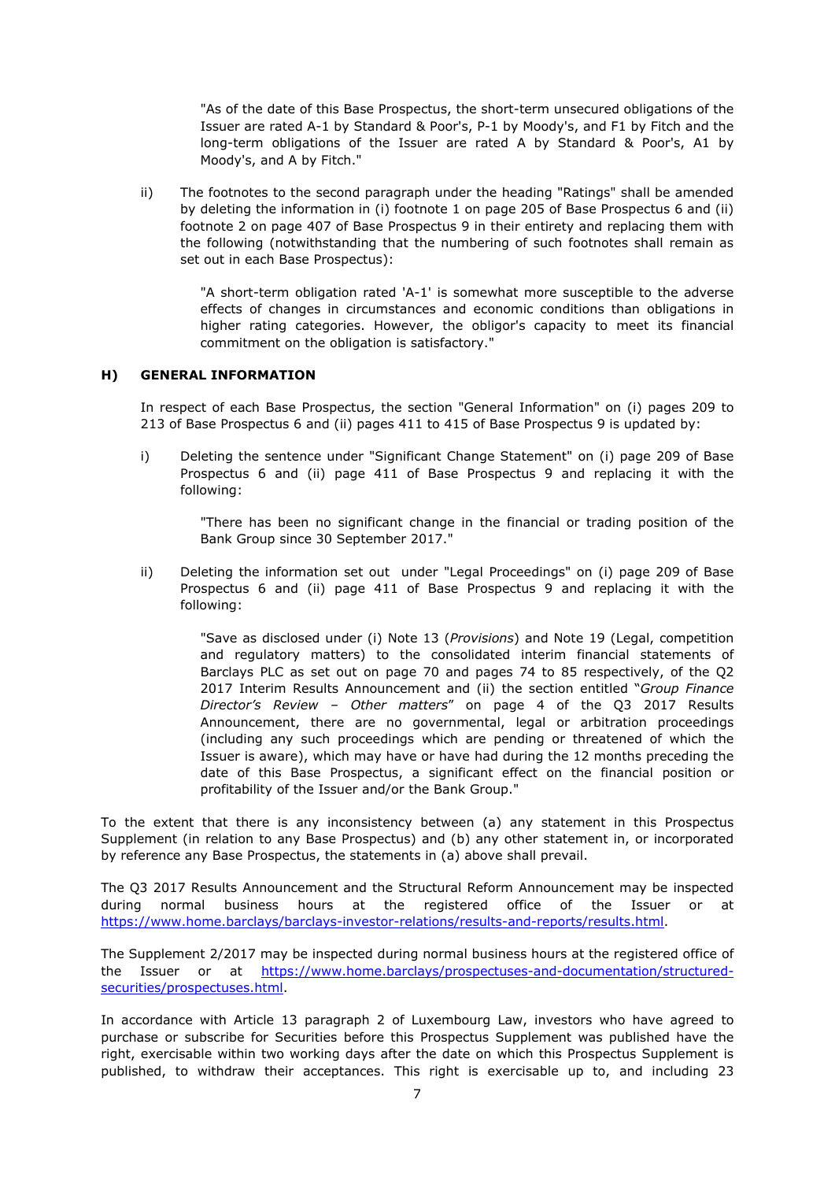"As of the date of this Base Prospectus, the short-term unsecured obligations of the Issuer are rated A-1 by Standard & Poor's, P-1 by Moody's, and F1 by Fitch and the long-term obligations of the Issuer are rated A by Standard & Poor's, A1 by Moody's, and A by Fitch."

ii) The footnotes to the second paragraph under the heading "Ratings" shall be amended by deleting the information in (i) footnote 1 on page 205 of Base Prospectus 6 and (ii) footnote 2 on page 407 of Base Prospectus 9 in their entirety and replacing them with the following (notwithstanding that the numbering of such footnotes shall remain as set out in each Base Prospectus):

"A short-term obligation rated 'A-1' is somewhat more susceptible to the adverse effects of changes in circumstances and economic conditions than obligations in higher rating categories. However, the obligor's capacity to meet its financial commitment on the obligation is satisfactory."

**H) GENERAL INFORMATION**

In respect of each Base Prospectus, the section "General Information" on (i) pages 209 to 213 of Base Prospectus 6 and (ii) pages 411 to 415 of Base Prospectus 9 is updated by:

i) Deleting the sentence under "Significant Change Statement" on (i) page 209 of Base Prospectus 6 and (ii) page 411 of Base Prospectus 9 and replacing it with the following:

"There has been no significant change in the financial or trading position of the Bank Group since 30 September 2017."

ii) Deleting the information set out under "Legal Proceedings" on (i) page 209 of Base Prospectus 6 and (ii) page 411 of Base Prospectus 9 and replacing it with the following:

"Save as disclosed under (i) Note 13 (*Provisions*) and Note 19 (Legal, competition and regulatory matters) to the consolidated interim financial statements of Barclays PLC as set out on page 70 and pages 74 to 85 respectively, of the Q2 2017 Interim Results Announcement and (ii) the section entitled "*Group Finance Director's Review – Other matters*" on page 4 of the Q3 2017 Results Announcement, there are no governmental, legal or arbitration proceedings (including any such proceedings which are pending or threatened of which the Issuer is aware), which may have or have had during the 12 months preceding the date of this Base Prospectus, a significant effect on the financial position or profitability of the Issuer and/or the Bank Group."

To the extent that there is any inconsistency between (a) any statement in this Prospectus Supplement (in relation to any Base Prospectus) and (b) any other statement in, or incorporated by reference any Base Prospectus, the statements in (a) above shall prevail.

The Q3 2017 Results Announcement and the Structural Reform Announcement may be inspected during normal business hours at the registered office of the Issuer or at https://www.home.barclays/barclays-investor-relations/results-and-reports/results.html.

The Supplement 2/2017 may be inspected during normal business hours at the registered office of the Issuer or at https://www.home.barclays/prospectuses-and-documentation/structured-securities/prospectuses.html.

In accordance with Article 13 paragraph 2 of Luxembourg Law, investors who have agreed to purchase or subscribe for Securities before this Prospectus Supplement was published have the right, exercisable within two working days after the date on which this Prospectus Supplement is published, to withdraw their acceptances. This right is exercisable up to, and including 23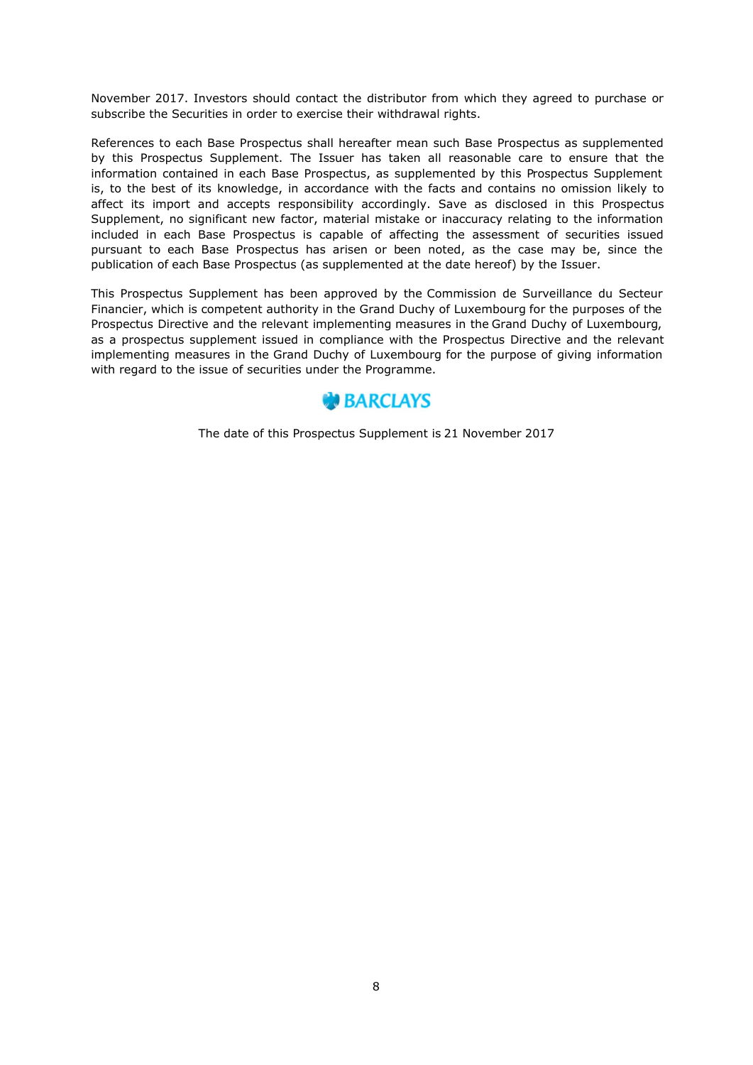November 2017. Investors should contact the distributor from which they agreed to purchase or subscribe the Securities in order to exercise their withdrawal rights.

References to each Base Prospectus shall hereafter mean such Base Prospectus as supplemented by this Prospectus Supplement. The Issuer has taken all reasonable care to ensure that the information contained in each Base Prospectus, as supplemented by this Prospectus Supplement is, to the best of its knowledge, in accordance with the facts and contains no omission likely to affect its import and accepts responsibility accordingly. Save as disclosed in this Prospectus Supplement, no significant new factor, material mistake or inaccuracy relating to the information included in each Base Prospectus is capable of affecting the assessment of securities issued pursuant to each Base Prospectus has arisen or been noted, as the case may be, since the publication of each Base Prospectus (as supplemented at the date hereof) by the Issuer.

This Prospectus Supplement has been approved by the Commission de Surveillance du Secteur Financier, which is competent authority in the Grand Duchy of Luxembourg for the purposes of the Prospectus Directive and the relevant implementing measures in the Grand Duchy of Luxembourg, as a prospectus supplement issued in compliance with the Prospectus Directive and the relevant implementing measures in the Grand Duchy of Luxembourg for the purpose of giving information with regard to the issue of securities under the Programme.

BARCLAYS

The date of this Prospectus Supplement is 21 November 2017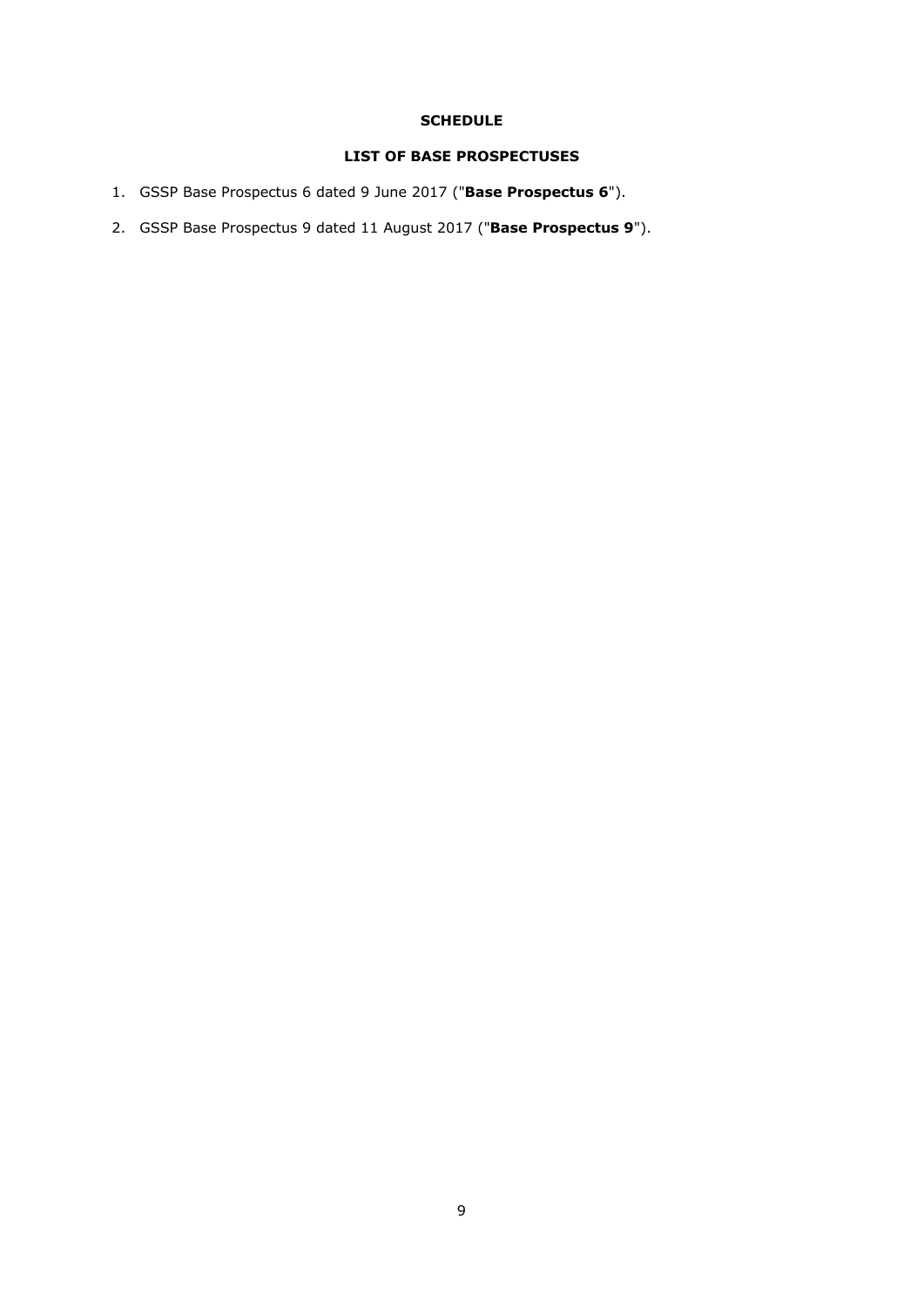**SCHEDULE**

**LIST OF BASE PROSPECTUSES**

1. GSSP Base Prospectus 6 dated 9 June 2017 ("**Base Prospectus 6**").
2. GSSP Base Prospectus 9 dated 11 August 2017 ("**Base Prospectus 9**").